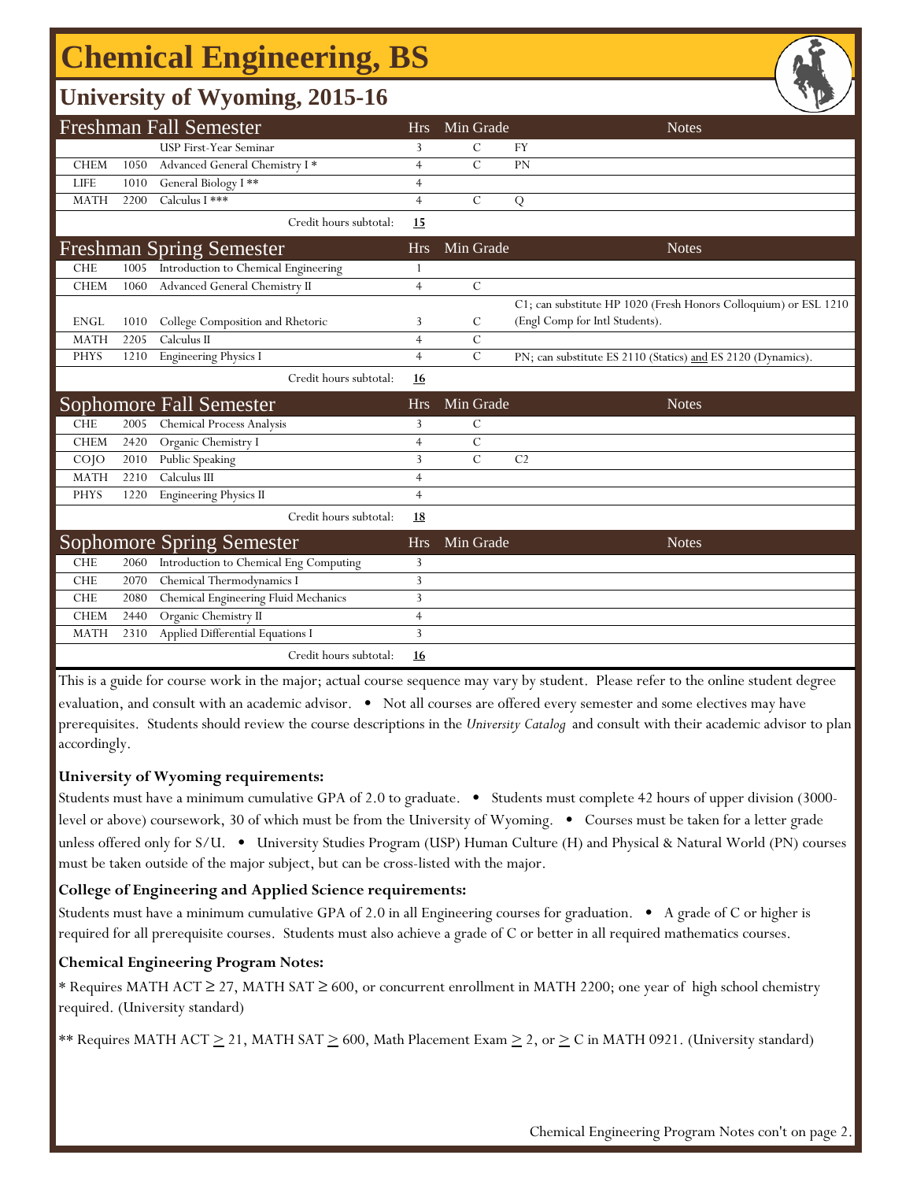# Chemical Engineering, BS

## University of Wyoming, 2015-16

| Freshman Fall Semester | | | Hrs | Min Grade | Notes |
|---|---|---|---|---|---|
| | | USP First-Year Seminar | 3 | C | FY |
| CHEM | 1050 | Advanced General Chemistry I * | 4 | C | PN |
| LIFE | 1010 | General Biology I ** | 4 | | |
| MATH | 2200 | Calculus I *** | 4 | C | Q |
| | | Credit hours subtotal: | **15** | | |

| Freshman Spring Semester | | | Hrs | Min Grade | Notes |
|---|---|---|---|---|---|
| CHE | 1005 | Introduction to Chemical Engineering | 1 | | |
| CHEM | 1060 | Advanced General Chemistry II | 4 | C | |
| ENGL | 1010 | College Composition and Rhetoric | 3 | C | C1; can substitute HP 1020 (Fresh Honors Colloquium) or ESL 1210 (Engl Comp for Intl Students). |
| MATH | 2205 | Calculus II | 4 | C | |
| PHYS | 1210 | Engineering Physics I | 4 | C | PN; can substitute ES 2110 (Statics) and ES 2120 (Dynamics). |
| | | Credit hours subtotal: | **16** | | |

| Sophomore Fall Semester | | | Hrs | Min Grade | Notes |
|---|---|---|---|---|---|
| CHE | 2005 | Chemical Process Analysis | 3 | C | |
| CHEM | 2420 | Organic Chemistry I | 4 | C | |
| COJO | 2010 | Public Speaking | 3 | C | C2 |
| MATH | 2210 | Calculus III | 4 | | |
| PHYS | 1220 | Engineering Physics II | 4 | | |
| | | Credit hours subtotal: | **18** | | |

| Sophomore Spring Semester | | | Hrs | Min Grade | Notes |
|---|---|---|---|---|---|
| CHE | 2060 | Introduction to Chemical Eng Computing | 3 | | |
| CHE | 2070 | Chemical Thermodynamics I | 3 | | |
| CHE | 2080 | Chemical Engineering Fluid Mechanics | 3 | | |
| CHEM | 2440 | Organic Chemistry II | 4 | | |
| MATH | 2310 | Applied Differential Equations I | 3 | | |
| | | Credit hours subtotal: | **16** | | |

This is a guide for course work in the major; actual course sequence may vary by student. Please refer to the online student degree evaluation, and consult with an academic advisor. • Not all courses are offered every semester and some electives may have prerequisites. Students should review the course descriptions in the *University Catalog* and consult with their academic advisor to plan accordingly.

**University of Wyoming requirements:**

Students must have a minimum cumulative GPA of 2.0 to graduate. • Students must complete 42 hours of upper division (3000-level or above) coursework, 30 of which must be from the University of Wyoming. • Courses must be taken for a letter grade unless offered only for S/U. • University Studies Program (USP) Human Culture (H) and Physical & Natural World (PN) courses must be taken outside of the major subject, but can be cross-listed with the major.

**College of Engineering and Applied Science requirements:**

Students must have a minimum cumulative GPA of 2.0 in all Engineering courses for graduation. • A grade of C or higher is required for all prerequisite courses. Students must also achieve a grade of C or better in all required mathematics courses.

**Chemical Engineering Program Notes:**

* Requires MATH ACT ≥ 27, MATH SAT ≥ 600, or concurrent enrollment in MATH 2200; one year of high school chemistry required. (University standard)

** Requires MATH ACT ≥ 21, MATH SAT ≥ 600, Math Placement Exam ≥ 2, or ≥ C in MATH 0921. (University standard)

Chemical Engineering Program Notes con't on page 2.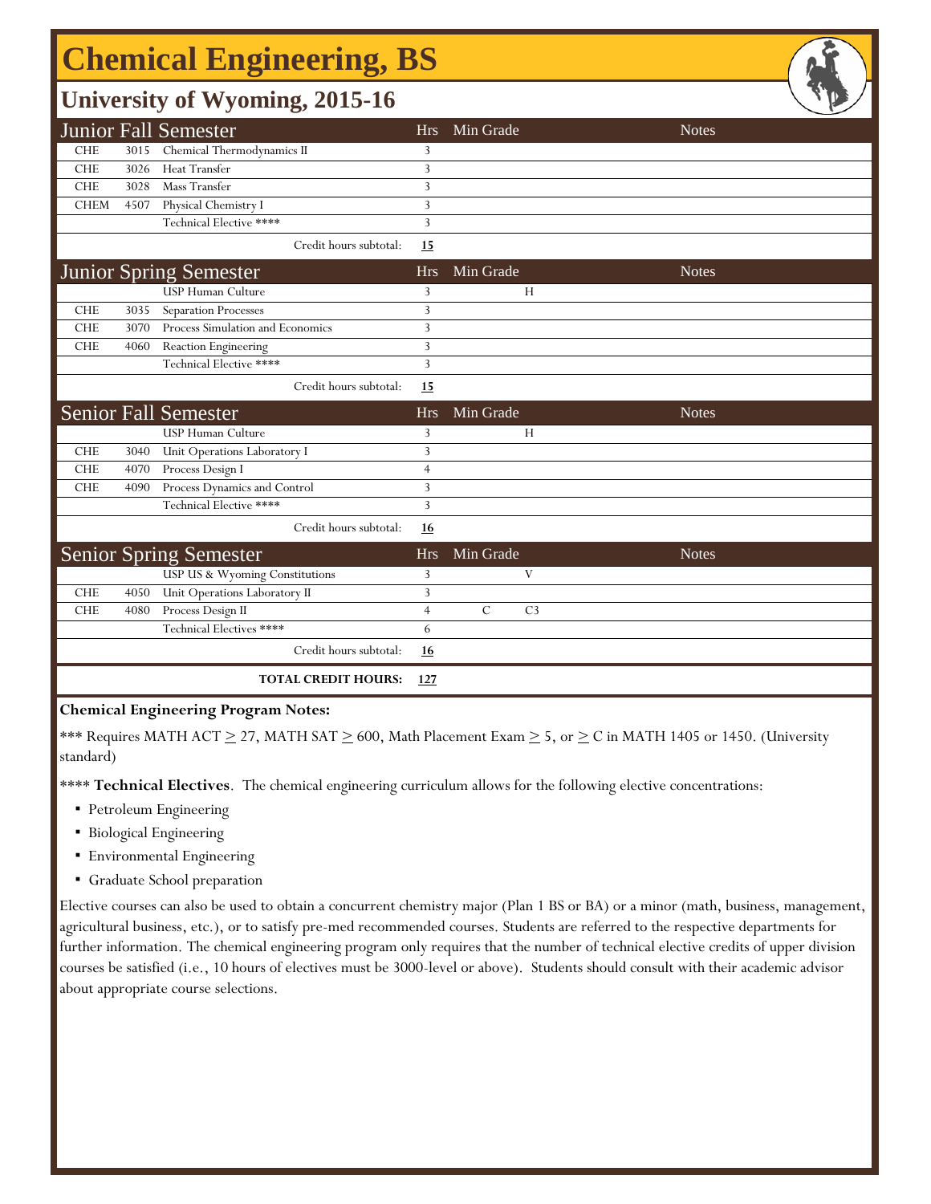# Chemical Engineering, BS

## University of Wyoming, 2015-16

| Junior Fall Semester | | | Hrs | Min Grade | | Notes |
|---|---|---|---|---|---|---|
| CHE | 3015 | Chemical Thermodynamics II | 3 | | | |
| CHE | 3026 | Heat Transfer | 3 | | | |
| CHE | 3028 | Mass Transfer | 3 | | | |
| CHEM | 4507 | Physical Chemistry I | 3 | | | |
| | | Technical Elective **** | 3 | | | |
| | | Credit hours subtotal: | **15** | | | |

| Junior Spring Semester | | | Hrs | Min Grade | | Notes |
|---|---|---|---|---|---|---|
| | | USP Human Culture | 3 | | H | |
| CHE | 3035 | Separation Processes | 3 | | | |
| CHE | 3070 | Process Simulation and Economics | 3 | | | |
| CHE | 4060 | Reaction Engineering | 3 | | | |
| | | Technical Elective **** | 3 | | | |
| | | Credit hours subtotal: | **15** | | | |

| Senior Fall Semester | | | Hrs | Min Grade | | Notes |
|---|---|---|---|---|---|---|
| | | USP Human Culture | 3 | | H | |
| CHE | 3040 | Unit Operations Laboratory I | 3 | | | |
| CHE | 4070 | Process Design I | 4 | | | |
| CHE | 4090 | Process Dynamics and Control | 3 | | | |
| | | Technical Elective **** | 3 | | | |
| | | Credit hours subtotal: | **16** | | | |

| Senior Spring Semester | | | Hrs | Min Grade | | Notes |
|---|---|---|---|---|---|---|
| | | USP US & Wyoming Constitutions | 3 | | V | |
| CHE | 4050 | Unit Operations Laboratory II | 3 | | | |
| CHE | 4080 | Process Design II | 4 | C | C3 | |
| | | Technical Electives **** | 6 | | | |
| | | Credit hours subtotal: | **16** | | | |
| | | **TOTAL CREDIT HOURS:** | **127** | | | |

**Chemical Engineering Program Notes:**

*** Requires MATH ACT ≥ 27, MATH SAT ≥ 600, Math Placement Exam ≥ 5, or ≥ C in MATH 1405 or 1450. (University standard)

**** **Technical Electives**. The chemical engineering curriculum allows for the following elective concentrations:

- Petroleum Engineering
- Biological Engineering
- Environmental Engineering
- Graduate School preparation

Elective courses can also be used to obtain a concurrent chemistry major (Plan 1 BS or BA) or a minor (math, business, management, agricultural business, etc.), or to satisfy pre-med recommended courses. Students are referred to the respective departments for further information. The chemical engineering program only requires that the number of technical elective credits of upper division courses be satisfied (i.e., 10 hours of electives must be 3000-level or above). Students should consult with their academic advisor about appropriate course selections.